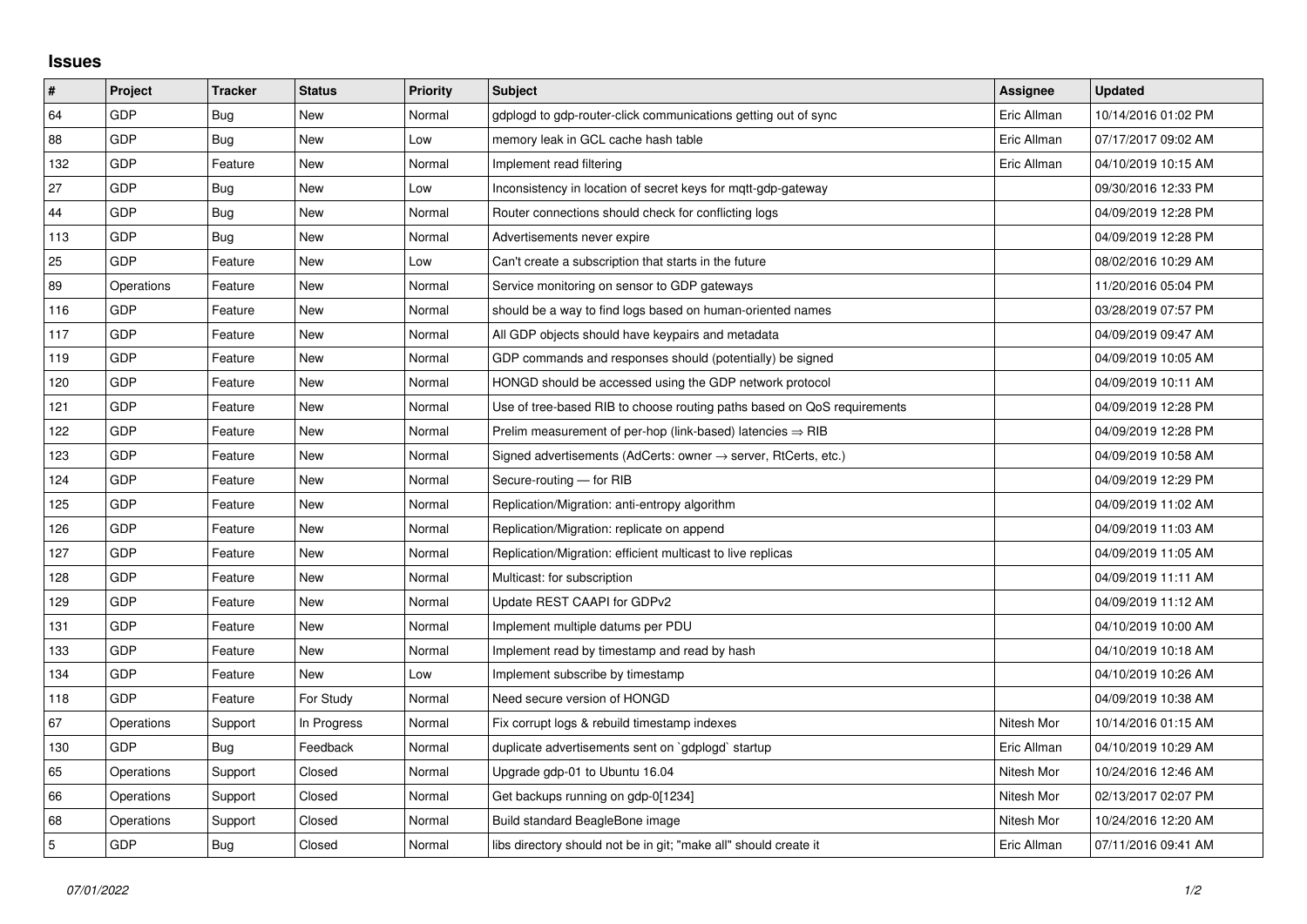# Issues

| # | Project | Tracker | Status | Priority | Subject | Assignee | Updated |
|---|---|---|---|---|---|---|---|
| 64 | GDP | Bug | New | Normal | gdplogd to gdp-router-click communications getting out of sync | Eric Allman | 10/14/2016 01:02 PM |
| 88 | GDP | Bug | New | Low | memory leak in GCL cache hash table | Eric Allman | 07/17/2017 09:02 AM |
| 132 | GDP | Feature | New | Normal | Implement read filtering | Eric Allman | 04/10/2019 10:15 AM |
| 27 | GDP | Bug | New | Low | Inconsistency in location of secret keys for mqtt-gdp-gateway | | 09/30/2016 12:33 PM |
| 44 | GDP | Bug | New | Normal | Router connections should check for conflicting logs | | 04/09/2019 12:28 PM |
| 113 | GDP | Bug | New | Normal | Advertisements never expire | | 04/09/2019 12:28 PM |
| 25 | GDP | Feature | New | Low | Can't create a subscription that starts in the future | | 08/02/2016 10:29 AM |
| 89 | Operations | Feature | New | Normal | Service monitoring on sensor to GDP gateways | | 11/20/2016 05:04 PM |
| 116 | GDP | Feature | New | Normal | should be a way to find logs based on human-oriented names | | 03/28/2019 07:57 PM |
| 117 | GDP | Feature | New | Normal | All GDP objects should have keypairs and metadata | | 04/09/2019 09:47 AM |
| 119 | GDP | Feature | New | Normal | GDP commands and responses should (potentially) be signed | | 04/09/2019 10:05 AM |
| 120 | GDP | Feature | New | Normal | HONGD should be accessed using the GDP network protocol | | 04/09/2019 10:11 AM |
| 121 | GDP | Feature | New | Normal | Use of tree-based RIB to choose routing paths based on QoS requirements | | 04/09/2019 12:28 PM |
| 122 | GDP | Feature | New | Normal | Prelim measurement of per-hop (link-based) latencies ⇒ RIB | | 04/09/2019 12:28 PM |
| 123 | GDP | Feature | New | Normal | Signed advertisements (AdCerts: owner → server, RtCerts, etc.) | | 04/09/2019 10:58 AM |
| 124 | GDP | Feature | New | Normal | Secure-routing — for RIB | | 04/09/2019 12:29 PM |
| 125 | GDP | Feature | New | Normal | Replication/Migration: anti-entropy algorithm | | 04/09/2019 11:02 AM |
| 126 | GDP | Feature | New | Normal | Replication/Migration: replicate on append | | 04/09/2019 11:03 AM |
| 127 | GDP | Feature | New | Normal | Replication/Migration: efficient multicast to live replicas | | 04/09/2019 11:05 AM |
| 128 | GDP | Feature | New | Normal | Multicast: for subscription | | 04/09/2019 11:11 AM |
| 129 | GDP | Feature | New | Normal | Update REST CAAPI for GDPv2 | | 04/09/2019 11:12 AM |
| 131 | GDP | Feature | New | Normal | Implement multiple datums per PDU | | 04/10/2019 10:00 AM |
| 133 | GDP | Feature | New | Normal | Implement read by timestamp and read by hash | | 04/10/2019 10:18 AM |
| 134 | GDP | Feature | New | Low | Implement subscribe by timestamp | | 04/10/2019 10:26 AM |
| 118 | GDP | Feature | For Study | Normal | Need secure version of HONGD | | 04/09/2019 10:38 AM |
| 67 | Operations | Support | In Progress | Normal | Fix corrupt logs & rebuild timestamp indexes | Nitesh Mor | 10/14/2016 01:15 AM |
| 130 | GDP | Bug | Feedback | Normal | duplicate advertisements sent on `gdplogd` startup | Eric Allman | 04/10/2019 10:29 AM |
| 65 | Operations | Support | Closed | Normal | Upgrade gdp-01 to Ubuntu 16.04 | Nitesh Mor | 10/24/2016 12:46 AM |
| 66 | Operations | Support | Closed | Normal | Get backups running on gdp-0[1234] | Nitesh Mor | 02/13/2017 02:07 PM |
| 68 | Operations | Support | Closed | Normal | Build standard BeagleBone image | Nitesh Mor | 10/24/2016 12:20 AM |
| 5 | GDP | Bug | Closed | Normal | libs directory should not be in git; "make all" should create it | Eric Allman | 07/11/2016 09:41 AM |

*07/01/2022*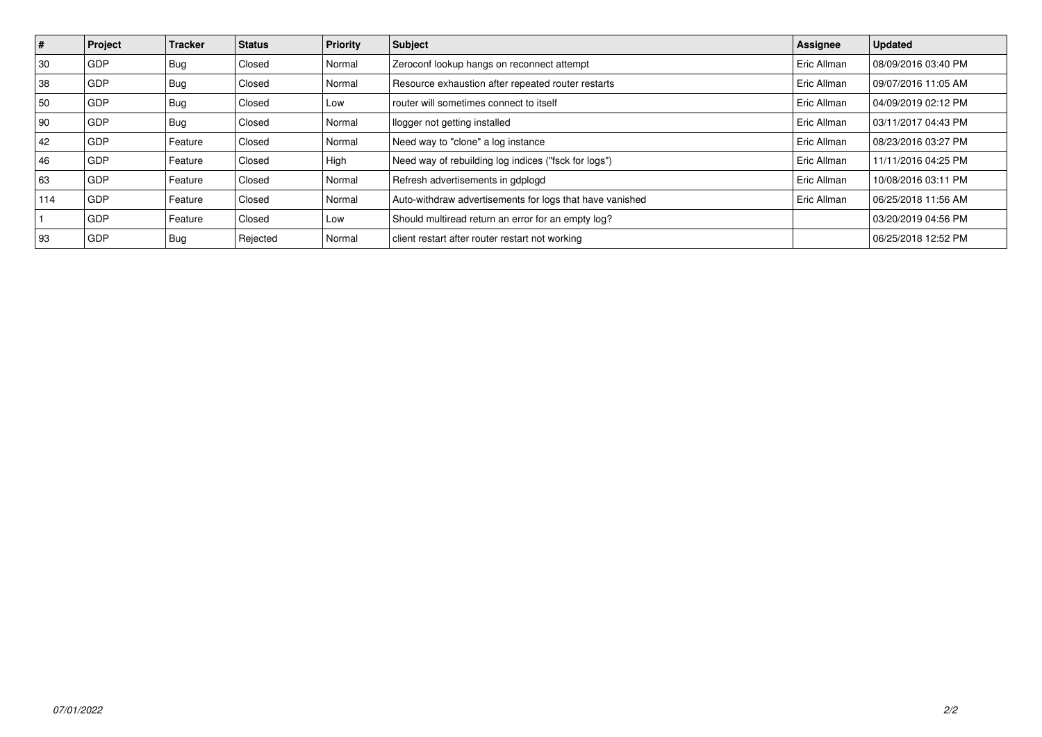| # | Project | Tracker | Status | Priority | Subject | Assignee | Updated |
|---|---|---|---|---|---|---|---|
| 30 | GDP | Bug | Closed | Normal | Zeroconf lookup hangs on reconnect attempt | Eric Allman | 08/09/2016 03:40 PM |
| 38 | GDP | Bug | Closed | Normal | Resource exhaustion after repeated router restarts | Eric Allman | 09/07/2016 11:05 AM |
| 50 | GDP | Bug | Closed | Low | router will sometimes connect to itself | Eric Allman | 04/09/2019 02:12 PM |
| 90 | GDP | Bug | Closed | Normal | llogger not getting installed | Eric Allman | 03/11/2017 04:43 PM |
| 42 | GDP | Feature | Closed | Normal | Need way to "clone" a log instance | Eric Allman | 08/23/2016 03:27 PM |
| 46 | GDP | Feature | Closed | High | Need way of rebuilding log indices ("fsck for logs") | Eric Allman | 11/11/2016 04:25 PM |
| 63 | GDP | Feature | Closed | Normal | Refresh advertisements in gdplogd | Eric Allman | 10/08/2016 03:11 PM |
| 114 | GDP | Feature | Closed | Normal | Auto-withdraw advertisements for logs that have vanished | Eric Allman | 06/25/2018 11:56 AM |
| 1 | GDP | Feature | Closed | Low | Should multiread return an error for an empty log? | | 03/20/2019 04:56 PM |
| 93 | GDP | Bug | Rejected | Normal | client restart after router restart not working | | 06/25/2018 12:52 PM |